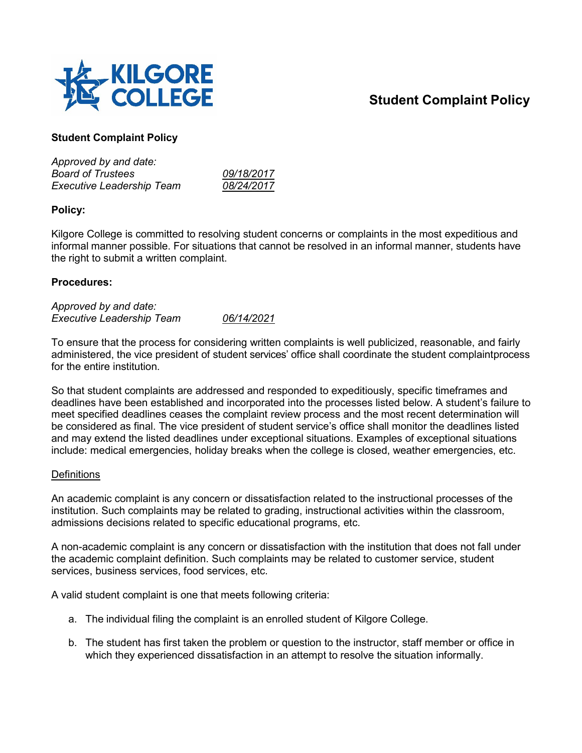# Student Complaint Policy

**Student Complaint Policy**

| *Approved by and date:* | |
|---|---|
| *Board of Trustees* | *09/18/2017* |
| *Executive Leadership Team* | *08/24/2017* |

**Policy:**

Kilgore College is committed to resolving student concerns or complaints in the most expeditious and informal manner possible. For situations that cannot be resolved in an informal manner, students have the right to submit a written complaint.

**Procedures:**

| *Approved by and date:* | |
|---|---|
| *Executive Leadership Team* | *06/14/2021* |

To ensure that the process for considering written complaints is well publicized, reasonable, and fairly administered, the vice president of student services' office shall coordinate the student complaintprocess for the entire institution.

So that student complaints are addressed and responded to expeditiously, specific timeframes and deadlines have been established and incorporated into the processes listed below. A student's failure to meet specified deadlines ceases the complaint review process and the most recent determination will be considered as final. The vice president of student service's office shall monitor the deadlines listed and may extend the listed deadlines under exceptional situations. Examples of exceptional situations include: medical emergencies, holiday breaks when the college is closed, weather emergencies, etc.

Definitions

An academic complaint is any concern or dissatisfaction related to the instructional processes of the institution. Such complaints may be related to grading, instructional activities within the classroom, admissions decisions related to specific educational programs, etc.

A non-academic complaint is any concern or dissatisfaction with the institution that does not fall under the academic complaint definition. Such complaints may be related to customer service, student services, business services, food services, etc.

A valid student complaint is one that meets following criteria:

a. The individual filing the complaint is an enrolled student of Kilgore College.

b. The student has first taken the problem or question to the instructor, staff member or office in which they experienced dissatisfaction in an attempt to resolve the situation informally.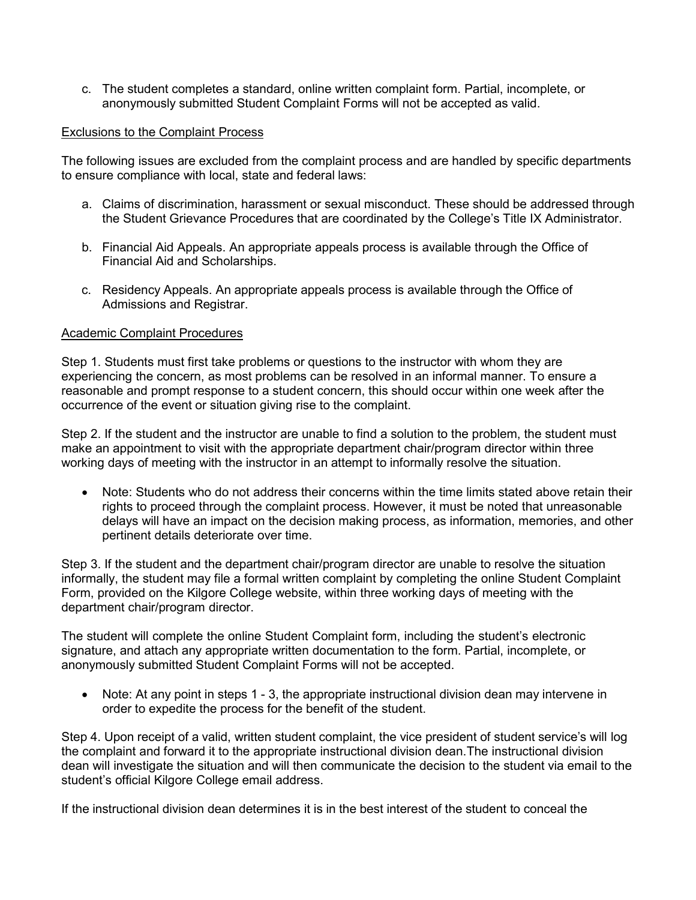c. The student completes a standard, online written complaint form. Partial, incomplete, or anonymously submitted Student Complaint Forms will not be accepted as valid.

<u>Exclusions to the Complaint Process</u>

The following issues are excluded from the complaint process and are handled by specific departments to ensure compliance with local, state and federal laws:

a. Claims of discrimination, harassment or sexual misconduct. These should be addressed through the Student Grievance Procedures that are coordinated by the College's Title IX Administrator.

b. Financial Aid Appeals. An appropriate appeals process is available through the Office of Financial Aid and Scholarships.

c. Residency Appeals. An appropriate appeals process is available through the Office of Admissions and Registrar.

<u>Academic Complaint Procedures</u>

Step 1. Students must first take problems or questions to the instructor with whom they are experiencing the concern, as most problems can be resolved in an informal manner. To ensure a reasonable and prompt response to a student concern, this should occur within one week after the occurrence of the event or situation giving rise to the complaint.

Step 2. If the student and the instructor are unable to find a solution to the problem, the student must make an appointment to visit with the appropriate department chair/program director within three working days of meeting with the instructor in an attempt to informally resolve the situation.

- Note: Students who do not address their concerns within the time limits stated above retain their rights to proceed through the complaint process. However, it must be noted that unreasonable delays will have an impact on the decision making process, as information, memories, and other pertinent details deteriorate over time.

Step 3. If the student and the department chair/program director are unable to resolve the situation informally, the student may file a formal written complaint by completing the online Student Complaint Form, provided on the Kilgore College website, within three working days of meeting with the department chair/program director.

The student will complete the online Student Complaint form, including the student's electronic signature, and attach any appropriate written documentation to the form. Partial, incomplete, or anonymously submitted Student Complaint Forms will not be accepted.

- Note: At any point in steps 1 - 3, the appropriate instructional division dean may intervene in order to expedite the process for the benefit of the student.

Step 4. Upon receipt of a valid, written student complaint, the vice president of student service's will log the complaint and forward it to the appropriate instructional division dean.The instructional division dean will investigate the situation and will then communicate the decision to the student via email to the student's official Kilgore College email address.

If the instructional division dean determines it is in the best interest of the student to conceal the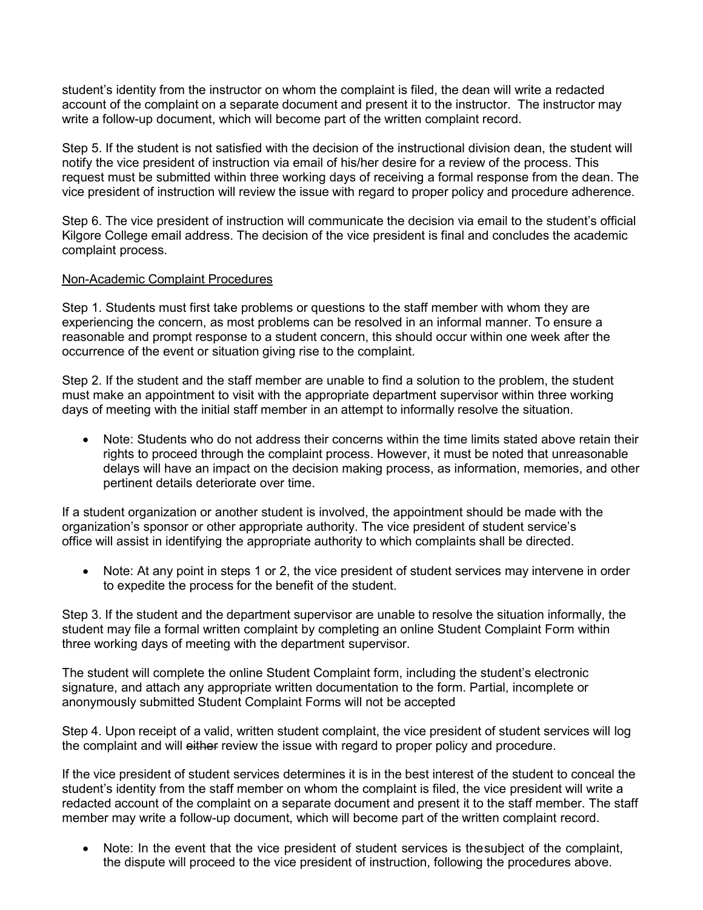student's identity from the instructor on whom the complaint is filed, the dean will write a redacted account of the complaint on a separate document and present it to the instructor. The instructor may write a follow-up document, which will become part of the written complaint record.

Step 5. If the student is not satisfied with the decision of the instructional division dean, the student will notify the vice president of instruction via email of his/her desire for a review of the process. This request must be submitted within three working days of receiving a formal response from the dean. The vice president of instruction will review the issue with regard to proper policy and procedure adherence.

Step 6. The vice president of instruction will communicate the decision via email to the student's official Kilgore College email address. The decision of the vice president is final and concludes the academic complaint process.

<u>Non-Academic Complaint Procedures</u>

Step 1. Students must first take problems or questions to the staff member with whom they are experiencing the concern, as most problems can be resolved in an informal manner. To ensure a reasonable and prompt response to a student concern, this should occur within one week after the occurrence of the event or situation giving rise to the complaint.

Step 2. If the student and the staff member are unable to find a solution to the problem, the student must make an appointment to visit with the appropriate department supervisor within three working days of meeting with the initial staff member in an attempt to informally resolve the situation.

- Note: Students who do not address their concerns within the time limits stated above retain their rights to proceed through the complaint process. However, it must be noted that unreasonable delays will have an impact on the decision making process, as information, memories, and other pertinent details deteriorate over time.

If a student organization or another student is involved, the appointment should be made with the organization's sponsor or other appropriate authority. The vice president of student service's office will assist in identifying the appropriate authority to which complaints shall be directed.

- Note: At any point in steps 1 or 2, the vice president of student services may intervene in order to expedite the process for the benefit of the student.

Step 3. If the student and the department supervisor are unable to resolve the situation informally, the student may file a formal written complaint by completing an online Student Complaint Form within three working days of meeting with the department supervisor.

The student will complete the online Student Complaint form, including the student's electronic signature, and attach any appropriate written documentation to the form. Partial, incomplete or anonymously submitted Student Complaint Forms will not be accepted

Step 4. Upon receipt of a valid, written student complaint, the vice president of student services will log the complaint and will ~~either~~ review the issue with regard to proper policy and procedure.

If the vice president of student services determines it is in the best interest of the student to conceal the student's identity from the staff member on whom the complaint is filed, the vice president will write a redacted account of the complaint on a separate document and present it to the staff member. The staff member may write a follow-up document, which will become part of the written complaint record.

- Note: In the event that the vice president of student services is the subject of the complaint, the dispute will proceed to the vice president of instruction, following the procedures above.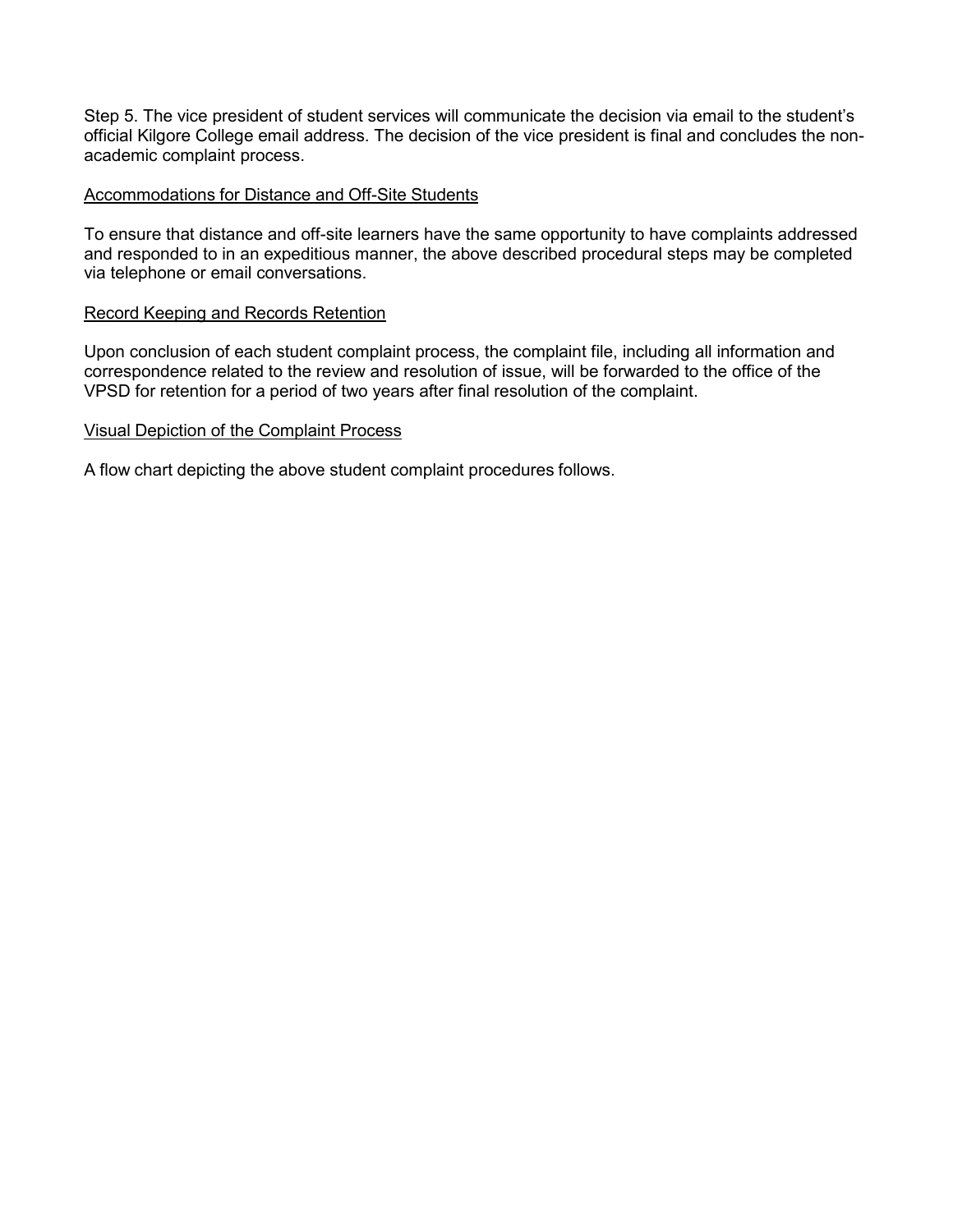Step 5. The vice president of student services will communicate the decision via email to the student's official Kilgore College email address. The decision of the vice president is final and concludes the non-academic complaint process.

<u>Accommodations for Distance and Off-Site Students</u>

To ensure that distance and off-site learners have the same opportunity to have complaints addressed and responded to in an expeditious manner, the above described procedural steps may be completed via telephone or email conversations.

<u>Record Keeping and Records Retention</u>

Upon conclusion of each student complaint process, the complaint file, including all information and correspondence related to the review and resolution of issue, will be forwarded to the office of the VPSD for retention for a period of two years after final resolution of the complaint.

<u>Visual Depiction of the Complaint Process</u>

A flow chart depicting the above student complaint procedures follows.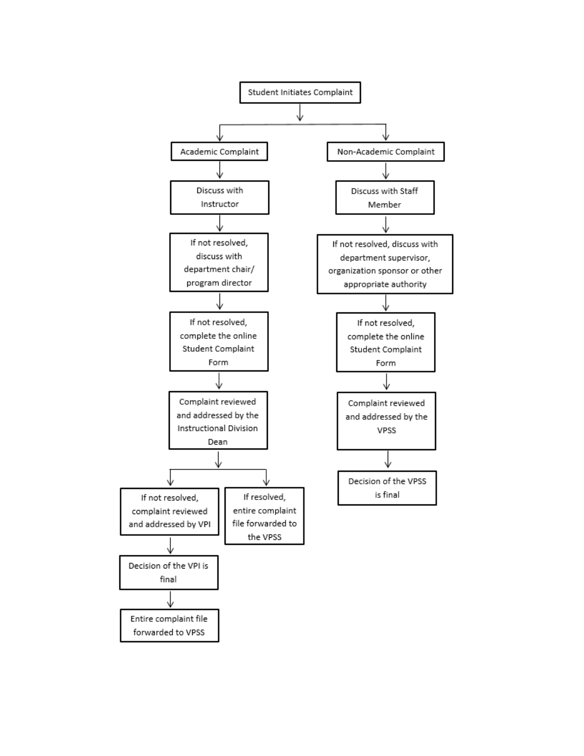Student Initiates Complaint

**Academic Complaint**

1. Discuss with Instructor
2. If not resolved, discuss with department chair/ program director
3. If not resolved, complete the online Student Complaint Form
4. Complaint reviewed and addressed by the Instructional Division Dean
   - If not resolved, complaint reviewed and addressed by VPI
     - Decision of the VPI is final
     - Entire complaint file forwarded to VPSS
   - If resolved, entire complaint file forwarded to the VPSS

**Non-Academic Complaint**

1. Discuss with Staff Member
2. If not resolved, discuss with department supervisor, organization sponsor or other appropriate authority
3. If not resolved, complete the online Student Complaint Form
4. Complaint reviewed and addressed by the VPSS
5. Decision of the VPSS is final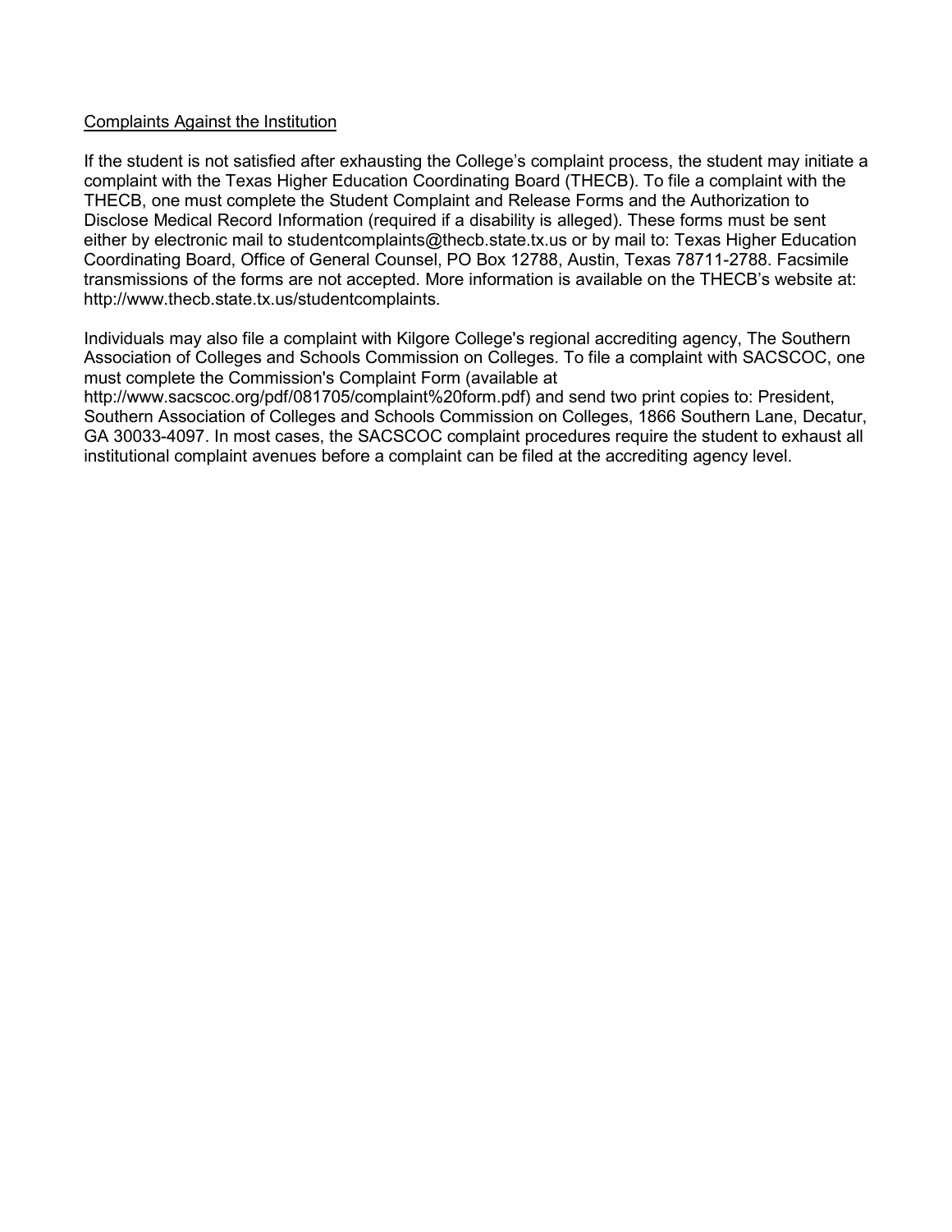Complaints Against the Institution

If the student is not satisfied after exhausting the College's complaint process, the student may initiate a complaint with the Texas Higher Education Coordinating Board (THECB). To file a complaint with the THECB, one must complete the Student Complaint and Release Forms and the Authorization to Disclose Medical Record Information (required if a disability is alleged). These forms must be sent either by electronic mail to studentcomplaints@thecb.state.tx.us or by mail to: Texas Higher Education Coordinating Board, Office of General Counsel, PO Box 12788, Austin, Texas 78711-2788. Facsimile transmissions of the forms are not accepted. More information is available on the THECB's website at: http://www.thecb.state.tx.us/studentcomplaints.

Individuals may also file a complaint with Kilgore College's regional accrediting agency, The Southern Association of Colleges and Schools Commission on Colleges. To file a complaint with SACSCOC, one must complete the Commission's Complaint Form (available at http://www.sacscoc.org/pdf/081705/complaint%20form.pdf) and send two print copies to: President, Southern Association of Colleges and Schools Commission on Colleges, 1866 Southern Lane, Decatur, GA 30033-4097. In most cases, the SACSCOC complaint procedures require the student to exhaust all institutional complaint avenues before a complaint can be filed at the accrediting agency level.